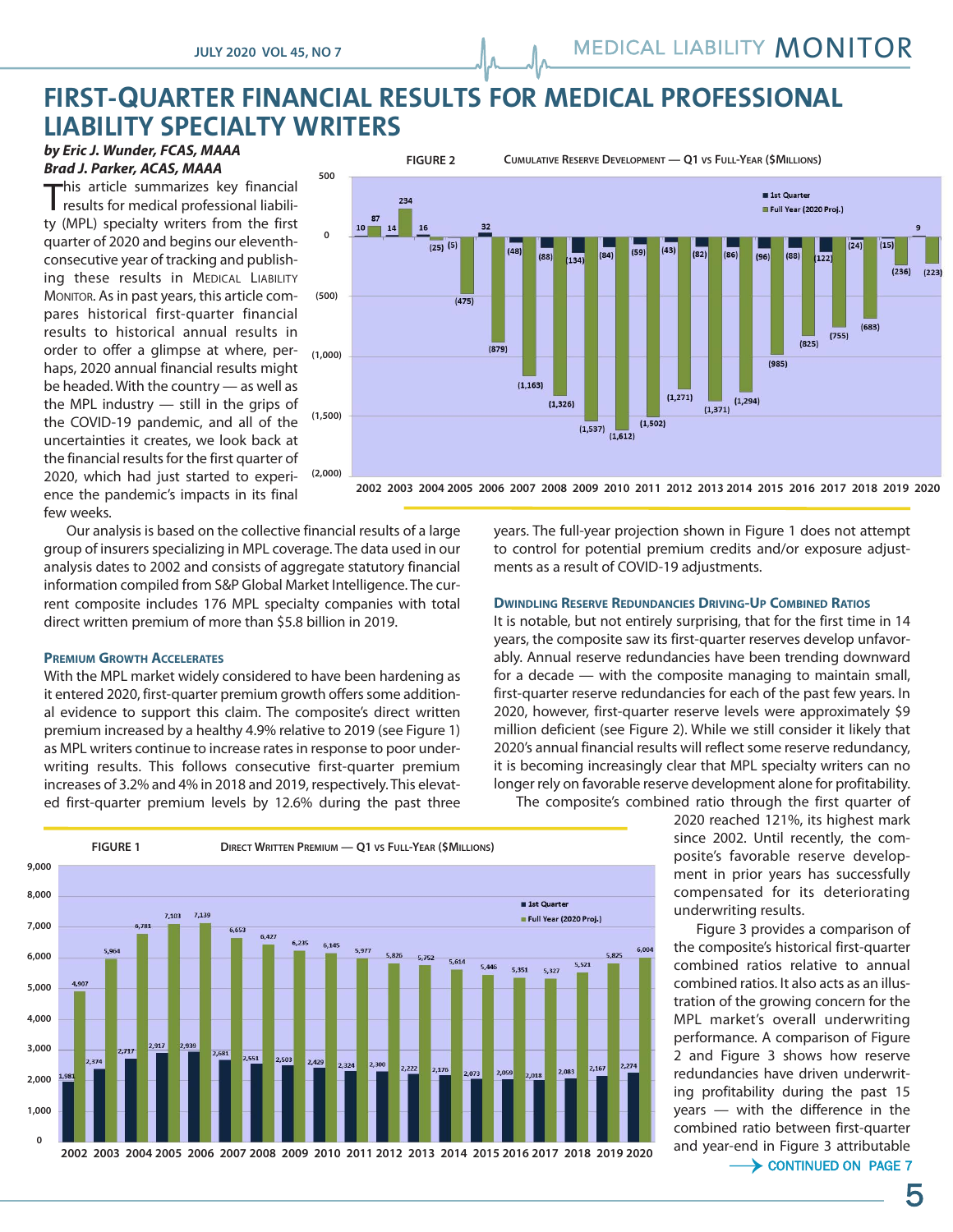# FIRST-QUARTER FINANCIAL RESULTS FOR MEDICAL PROFESSIONAL LIABILITY SPECIALTY WRITERS

***by Eric J. Wunder, FCAS, MAAA***
***Brad J. Parker, ACAS, MAAA***

This article summarizes key financial results for medical professional liability (MPL) specialty writers from the first quarter of 2020 and begins our eleventh-consecutive year of tracking and publishing these results in Medical Liability Monitor. As in past years, this article compares historical first-quarter financial results to historical annual results in order to offer a glimpse at where, perhaps, 2020 annual financial results might be headed. With the country — as well as the MPL industry — still in the grips of the COVID-19 pandemic, and all of the uncertainties it creates, we look back at the financial results for the first quarter of 2020, which had just started to experience the pandemic's impacts in its final few weeks.

**FIGURE 2** — CUMULATIVE RESERVE DEVELOPMENT — Q1 VS FULL-YEAR ($MILLIONS)

| Year | 1st Quarter | Full Year (2020 Proj.) |
|---|---|---|
| 2002 | 10 | 87 |
| 2003 | 14 | 234 |
| 2004 | 16 | (25) |
| 2005 | (5) | (475) |
| 2006 | 32 | (879) |
| 2007 | (48) | (1,163) |
| 2008 | (88) | (1,326) |
| 2009 | (134) | (1,537) |
| 2010 | (84) | (1,612) |
| 2011 | (59) | (1,502) |
| 2012 | (43) | (1,271) |
| 2013 | (82) | (1,371) |
| 2014 | (86) | (1,294) |
| 2015 | (96) | (985) |
| 2016 | (88) | (825) |
| 2017 | (122) | (755) |
| 2018 | (24) | (683) |
| 2019 | (15) | (236) |
| 2020 | 9 | (223) |

Our analysis is based on the collective financial results of a large group of insurers specializing in MPL coverage. The data used in our analysis dates to 2002 and consists of aggregate statutory financial information compiled from S&P Global Market Intelligence. The current composite includes 176 MPL specialty companies with total direct written premium of more than $5.8 billion in 2019.

### Premium Growth Accelerates

With the MPL market widely considered to have been hardening as it entered 2020, first-quarter premium growth offers some additional evidence to support this claim. The composite's direct written premium increased by a healthy 4.9% relative to 2019 (see Figure 1) as MPL writers continue to increase rates in response to poor underwriting results. This follows consecutive first-quarter premium increases of 3.2% and 4% in 2018 and 2019, respectively. This elevated first-quarter premium levels by 12.6% during the past three years. The full-year projection shown in Figure 1 does not attempt to control for potential premium credits and/or exposure adjustments as a result of COVID-19 adjustments.

**FIGURE 1** — DIRECT WRITTEN PREMIUM — Q1 VS FULL-YEAR ($MILLIONS)

| Year | 1st Quarter | Full Year (2020 Proj.) |
|---|---|---|
| 2002 | 1,981 | 4,907 |
| 2003 | 2,374 | 5,964 |
| 2004 | 2,717 | 6,781 |
| 2005 | 2,917 | 7,103 |
| 2006 | 2,939 | 7,139 |
| 2007 | 2,681 | 6,653 |
| 2008 | 2,551 | 6,427 |
| 2009 | 2,503 | 6,235 |
| 2010 | 2,429 | 6,145 |
| 2011 | 2,324 | 5,977 |
| 2012 | 2,300 | 5,826 |
| 2013 | 2,222 | 5,752 |
| 2014 | 2,176 | 5,614 |
| 2015 | 2,073 | 5,446 |
| 2016 | 2,059 | 5,351 |
| 2017 | 2,018 | 5,327 |
| 2018 | 2,083 | 5,521 |
| 2019 | 2,167 | 5,825 |
| 2020 | 2,274 | 6,004 |

### Dwindling Reserve Redundancies Driving-Up Combined Ratios

It is notable, but not entirely surprising, that for the first time in 14 years, the composite saw its first-quarter reserves develop unfavorably. Annual reserve redundancies have been trending downward for a decade — with the composite managing to maintain small, first-quarter reserve redundancies for each of the past few years. In 2020, however, first-quarter reserve levels were approximately $9 million deficient (see Figure 2). While we still consider it likely that 2020's annual financial results will reflect some reserve redundancy, it is becoming increasingly clear that MPL specialty writers can no longer rely on favorable reserve development alone for profitability.

The composite's combined ratio through the first quarter of 2020 reached 121%, its highest mark since 2002. Until recently, the composite's favorable reserve development in prior years has successfully compensated for its deteriorating underwriting results.

Figure 3 provides a comparison of the composite's historical first-quarter combined ratios relative to annual combined ratios. It also acts as an illustration of the growing concern for the MPL market's overall underwriting performance. A comparison of Figure 2 and Figure 3 shows how reserve redundancies have driven underwriting profitability during the past 15 years — with the difference in the combined ratio between first-quarter and year-end in Figure 3 attributable

CONTINUED ON PAGE 7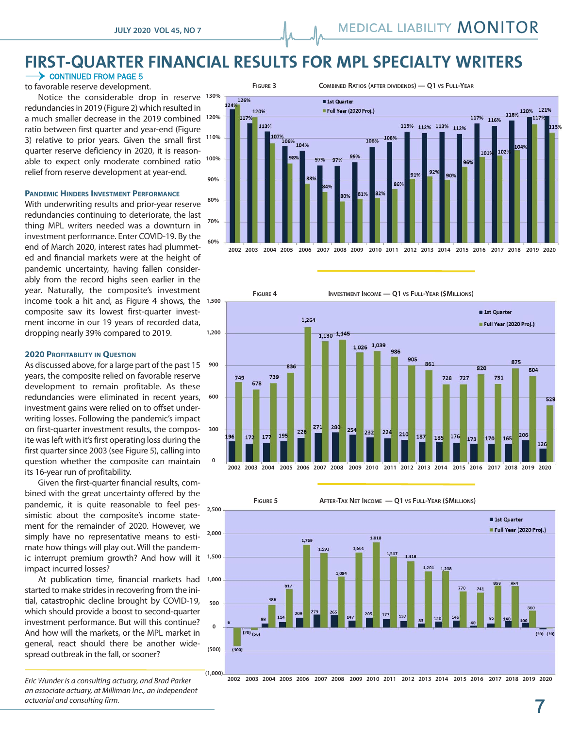# FIRST-QUARTER FINANCIAL RESULTS FOR MPL SPECIALTY WRITERS

CONTINUED FROM PAGE 5

to favorable reserve development.

Notice the considerable drop in reserve redundancies in 2019 (Figure 2) which resulted in a much smaller decrease in the 2019 combined ratio between first quarter and year-end (Figure 3) relative to prior years. Given the small first quarter reserve deficiency in 2020, it is reasonable to expect only moderate combined ratio relief from reserve development at year-end.

### Pandemic Hinders Investment Performance

With underwriting results and prior-year reserve redundancies continuing to deteriorate, the last thing MPL writers needed was a downturn in investment performance. Enter COVID-19. By the end of March 2020, interest rates had plummeted and financial markets were at the height of pandemic uncertainty, having fallen considerably from the record highs seen earlier in the year. Naturally, the composite's investment income took a hit and, as Figure 4 shows, the composite saw its lowest first-quarter investment income in our 19 years of recorded data, dropping nearly 39% compared to 2019.

### 2020 Profitability in Question

As discussed above, for a large part of the past 15 years, the composite relied on favorable reserve development to remain profitable. As these redundancies were eliminated in recent years, investment gains were relied on to offset underwriting losses. Following the pandemic's impact on first-quarter investment results, the composite was left with it's first operating loss during the first quarter since 2003 (see Figure 5), calling into question whether the composite can maintain its 16-year run of profitability.

Given the first-quarter financial results, combined with the great uncertainty offered by the pandemic, it is quite reasonable to feel pessimistic about the composite's income statement for the remainder of 2020. However, we simply have no representative means to estimate how things will play out. Will the pandemic interrupt premium growth? And how will it impact incurred losses?

At publication time, financial markets had started to make strides in recovering from the initial, catastrophic decline brought by COVID-19, which should provide a boost to second-quarter investment performance. But will this continue? And how will the markets, or the MPL market in general, react should there be another widespread outbreak in the fall, or sooner?

*Eric Wunder is a consulting actuary, and Brad Parker an associate actuary, at Milliman Inc., an independent actuarial and consulting firm.*

**Figure 3** — Combined Ratios (after dividends) — Q1 vs Full-Year

1st Quarter
Full Year (2020 Proj.)

130%
120%
110%
100%
90%
80%
70%
60%

124% 126%
117% 120%
113% 107%
106% 98%
104% 88%
97% 84%
97% 80%
99% 81%
106% 82%
108% 86%
113% 91%
112% 92%
113% 90%
112% 96%
117% 101%
116% 102%
118% 104%
120% 117%
121% 113%

2002 2003 2004 2005 2006 2007 2008 2009 2010 2011 2012 2013 2014 2015 2016 2017 2018 2019 2020

**Figure 4** — Investment Income — Q1 vs Full-Year ($Millions)

1st Quarter
Full Year (2020 Proj.)

1,500
1,200
900
600
300
0

196 749
172 678
177 739
195 836
226 1,264
271 1,130
280 1,145
254 1,026
232 1,039
224 986
210 905
187 861
185 728
176 727
173 820
170 731
165 875
206 804
126 529

2002 2003 2004 2005 2006 2007 2008 2009 2010 2011 2012 2013 2014 2015 2016 2017 2018 2019 2020

**Figure 5** — After-Tax Net Income — Q1 vs Full-Year ($Millions)

1st Quarter
Full Year (2020 Proj.)

2,500
2,000
1,500
1,000
500
0
(500)
(1,000)

6 (400)
(20) (56)
88 486
114 817
209 1,769
279 1,593
265 1,084
147 1,601
205 1,818
177 1,517
137 1,418
83 1,201
120 1,208
146 770
40 741
85 898
140 884
100 360
(39) (20)

2002 2003 2004 2005 2006 2007 2008 2009 2010 2011 2012 2013 2014 2015 2016 2017 2018 2019 2020